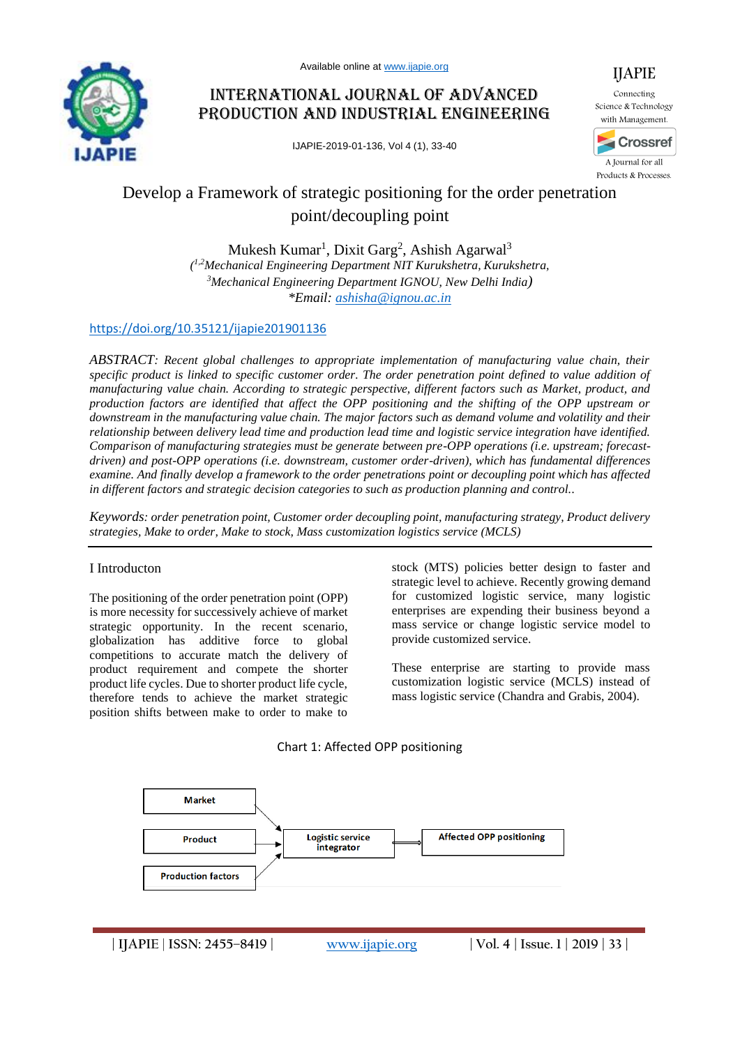Available online at www.ijapie.org

# INTERNATIONAL JOURNAL OF ADVANCED PRODUCTION AND INDUSTRIAL ENGINEERING

IJAPIE-2019-01-136, Vol 4 (1), 33-40

IJAPIE
Connecting Science & Technology with Management.
A Journal for all Products & Processes.

## Develop a Framework of strategic positioning for the order penetration point/decoupling point

Mukesh Kumar[1], Dixit Garg[2], Ashish Agarwal[3]

*([1,2]Mechanical Engineering Department NIT Kurukshetra, Kurukshetra,*
*[3]Mechanical Engineering Department IGNOU, New Delhi India)*
*\*Email: ashisha@ignou.ac.in*

https://doi.org/10.35121/ijapie201901136

*ABSTRACT: Recent global challenges to appropriate implementation of manufacturing value chain, their specific product is linked to specific customer order. The order penetration point defined to value addition of manufacturing value chain. According to strategic perspective, different factors such as Market, product, and production factors are identified that affect the OPP positioning and the shifting of the OPP upstream or downstream in the manufacturing value chain. The major factors such as demand volume and volatility and their relationship between delivery lead time and production lead time and logistic service integration have identified. Comparison of manufacturing strategies must be generate between pre-OPP operations (i.e. upstream; forecast-driven) and post-OPP operations (i.e. downstream, customer order-driven), which has fundamental differences examine. And finally develop a framework to the order penetrations point or decoupling point which has affected in different factors and strategic decision categories to such as production planning and control..*

*Keywords: order penetration point, Customer order decoupling point, manufacturing strategy, Product delivery strategies, Make to order, Make to stock, Mass customization logistics service (MCLS)*

## I Introducton

The positioning of the order penetration point (OPP) is more necessity for successively achieve of market strategic opportunity. In the recent scenario, globalization has additive force to global competitions to accurate match the delivery of product requirement and compete the shorter product life cycles. Due to shorter product life cycle, therefore tends to achieve the market strategic position shifts between make to order to make to stock (MTS) policies better design to faster and strategic level to achieve. Recently growing demand for customized logistic service, many logistic enterprises are expending their business beyond a mass service or change logistic service model to provide customized service.

These enterprise are starting to provide mass customization logistic service (MCLS) instead of mass logistic service (Chandra and Grabis, 2004).

Chart 1: Affected OPP positioning

| Inputs | | Integrator | | Outcome |
|---|---|---|---|---|
| Market | → | Logistic service integrator | ⇄ | Affected OPP positioning |
| Product | → | | | |
| Production factors | → | | | |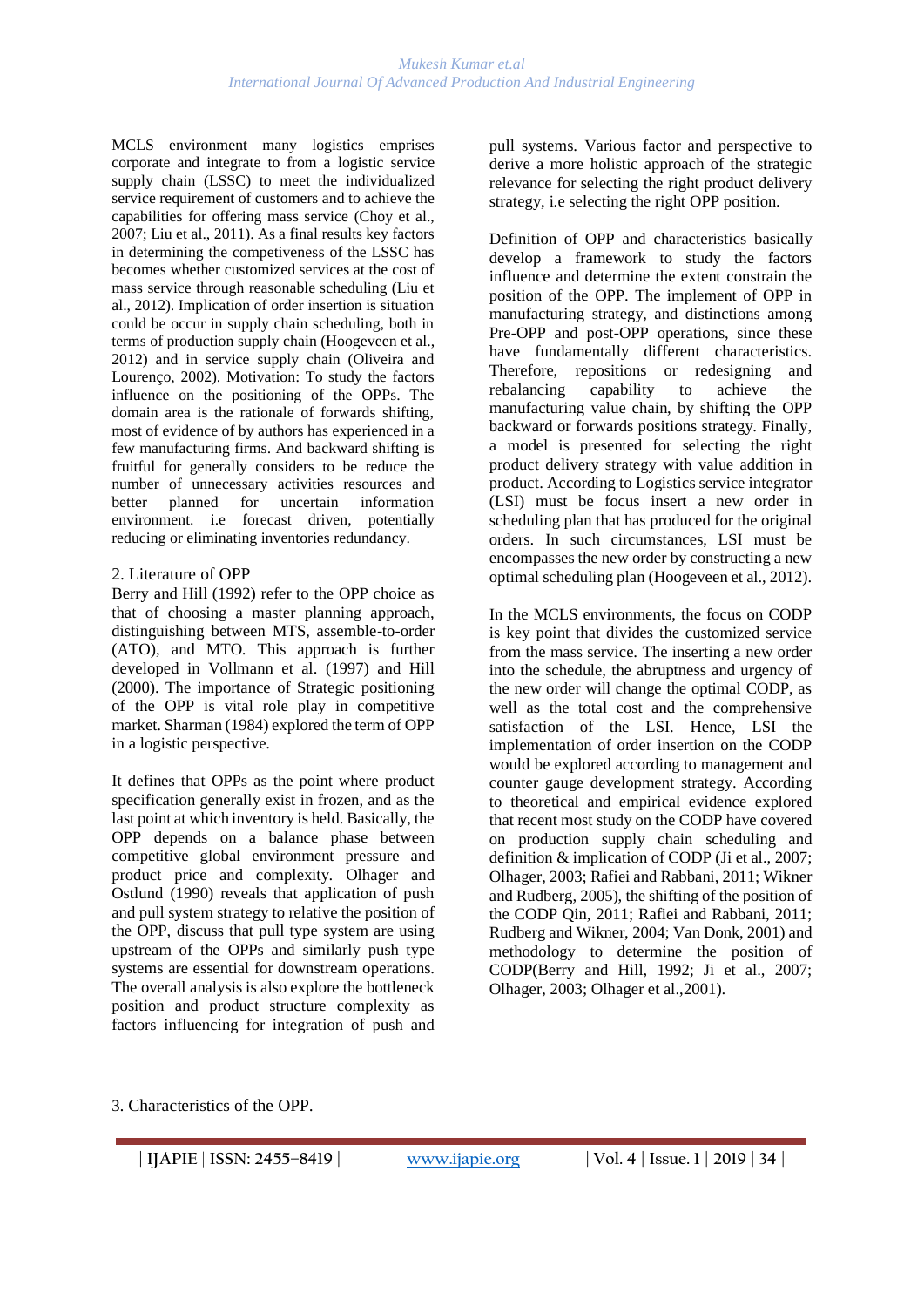MCLS environment many logistics emprises corporate and integrate to from a logistic service supply chain (LSSC) to meet the individualized service requirement of customers and to achieve the capabilities for offering mass service (Choy et al., 2007; Liu et al., 2011). As a final results key factors in determining the competiveness of the LSSC has becomes whether customized services at the cost of mass service through reasonable scheduling (Liu et al., 2012). Implication of order insertion is situation could be occur in supply chain scheduling, both in terms of production supply chain (Hoogeveen et al., 2012) and in service supply chain (Oliveira and Lourenço, 2002). Motivation: To study the factors influence on the positioning of the OPPs. The domain area is the rationale of forwards shifting, most of evidence of by authors has experienced in a few manufacturing firms. And backward shifting is fruitful for generally considers to be reduce the number of unnecessary activities resources and better planned for uncertain information environment. i.e forecast driven, potentially reducing or eliminating inventories redundancy.

## 2. Literature of OPP

Berry and Hill (1992) refer to the OPP choice as that of choosing a master planning approach, distinguishing between MTS, assemble-to-order (ATO), and MTO. This approach is further developed in Vollmann et al. (1997) and Hill (2000). The importance of Strategic positioning of the OPP is vital role play in competitive market. Sharman (1984) explored the term of OPP in a logistic perspective.

It defines that OPPs as the point where product specification generally exist in frozen, and as the last point at which inventory is held. Basically, the OPP depends on a balance phase between competitive global environment pressure and product price and complexity. Olhager and Ostlund (1990) reveals that application of push and pull system strategy to relative the position of the OPP, discuss that pull type system are using upstream of the OPPs and similarly push type systems are essential for downstream operations. The overall analysis is also explore the bottleneck position and product structure complexity as factors influencing for integration of push and pull systems. Various factor and perspective to derive a more holistic approach of the strategic relevance for selecting the right product delivery strategy, i.e selecting the right OPP position.

Definition of OPP and characteristics basically develop a framework to study the factors influence and determine the extent constrain the position of the OPP. The implement of OPP in manufacturing strategy, and distinctions among Pre-OPP and post-OPP operations, since these have fundamentally different characteristics. Therefore, repositions or redesigning and rebalancing capability to achieve the manufacturing value chain, by shifting the OPP backward or forwards positions strategy. Finally, a model is presented for selecting the right product delivery strategy with value addition in product. According to Logistics service integrator (LSI) must be focus insert a new order in scheduling plan that has produced for the original orders. In such circumstances, LSI must be encompasses the new order by constructing a new optimal scheduling plan (Hoogeveen et al., 2012).

In the MCLS environments, the focus on CODP is key point that divides the customized service from the mass service. The inserting a new order into the schedule, the abruptness and urgency of the new order will change the optimal CODP, as well as the total cost and the comprehensive satisfaction of the LSI. Hence, LSI the implementation of order insertion on the CODP would be explored according to management and counter gauge development strategy. According to theoretical and empirical evidence explored that recent most study on the CODP have covered on production supply chain scheduling and definition & implication of CODP (Ji et al., 2007; Olhager, 2003; Rafiei and Rabbani, 2011; Wikner and Rudberg, 2005), the shifting of the position of the CODP Qin, 2011; Rafiei and Rabbani, 2011; Rudberg and Wikner, 2004; Van Donk, 2001) and methodology to determine the position of CODP(Berry and Hill, 1992; Ji et al., 2007; Olhager, 2003; Olhager et al.,2001).

## 3. Characteristics of the OPP.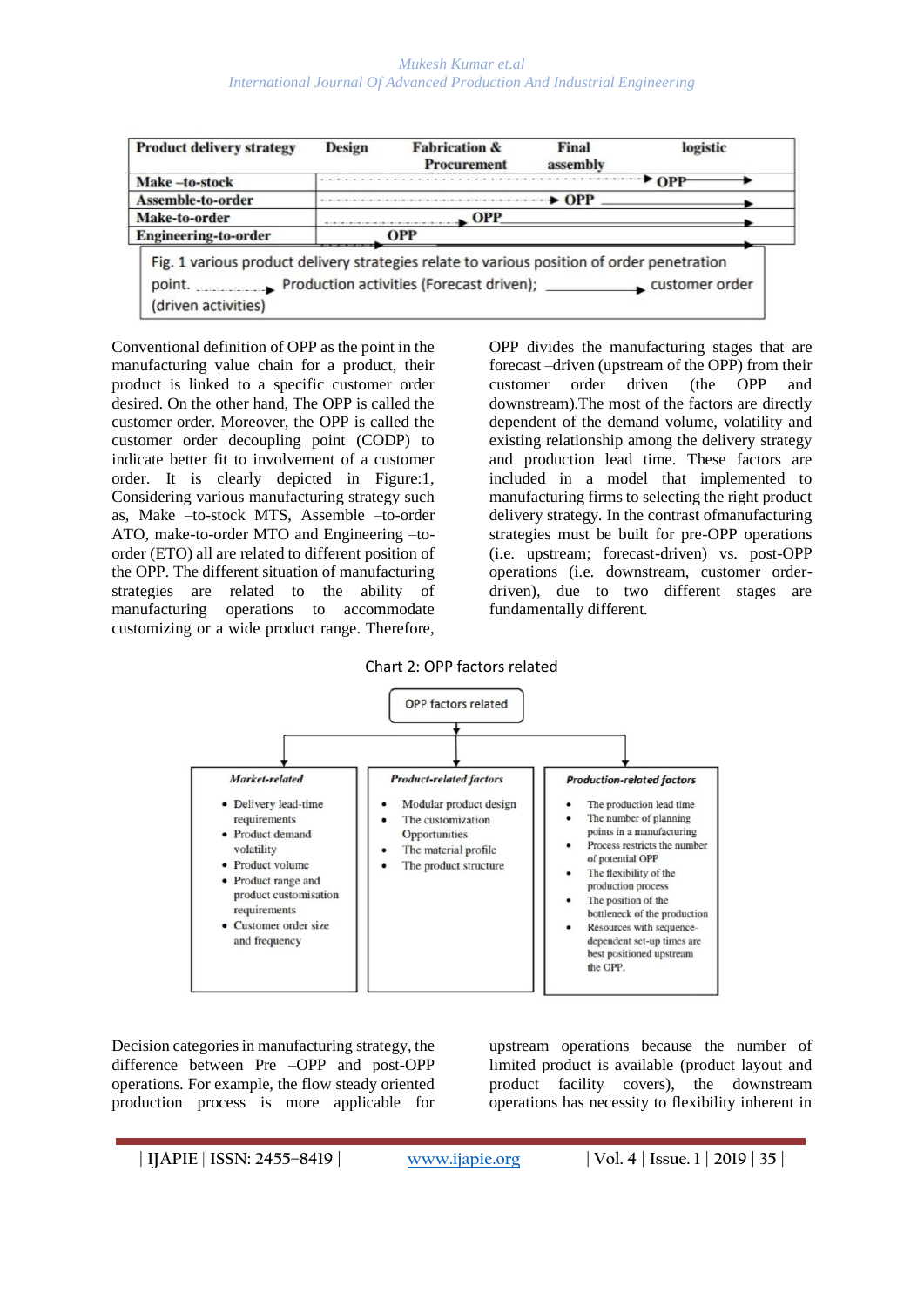| Product delivery strategy | Design | Fabrication & Procurement | Final assembly | logistic |
|---|---|---|---|---|
| Make –to-stock | | | | OPP |
| Assemble-to-order | | | OPP | |
| Make-to-order | | OPP | | |
| Engineering-to-order | OPP | | | |

Fig. 1 various product delivery strategies relate to various position of order penetration point. ----→ Production activities (Forecast driven); ——→ customer order (driven activities)

Conventional definition of OPP as the point in the manufacturing value chain for a product, their product is linked to a specific customer order desired. On the other hand, The OPP is called the customer order. Moreover, the OPP is called the customer order decoupling point (CODP) to indicate better fit to involvement of a customer order. It is clearly depicted in Figure:1, Considering various manufacturing strategy such as, Make –to-stock MTS, Assemble –to-order ATO, make-to-order MTO and Engineering –to-order (ETO) all are related to different position of the OPP. The different situation of manufacturing strategies are related to the ability of manufacturing operations to accommodate customizing or a wide product range. Therefore, OPP divides the manufacturing stages that are forecast –driven (upstream of the OPP) from their customer order driven (the OPP and downstream).The most of the factors are directly dependent of the demand volume, volatility and existing relationship among the delivery strategy and production lead time. These factors are included in a model that implemented to manufacturing firms to selecting the right product delivery strategy. In the contrast ofmanufacturing strategies must be built for pre-OPP operations (i.e. upstream; forecast-driven) vs. post-OPP operations (i.e. downstream, customer order-driven), due to two different stages are fundamentally different.

Chart 2: OPP factors related

OPP factors related

*Market-related*

- Delivery lead-time requirements
- Product demand volatility
- Product volume
- Product range and product customisation requirements
- Customer order size and frequency

*Product-related factors*

- Modular product design
- The customization Opportunities
- The material profile
- The product structure

*Production-related factors*

- The production lead time
- The number of planning points in a manufacturing
- Process restricts the number of potential OPP
- The flexibility of the production process
- The position of the bottleneck of the production
- Resources with sequence-dependent set-up times are best positioned upstream the OPP.

Decision categories in manufacturing strategy, the difference between Pre –OPP and post-OPP operations. For example, the flow steady oriented production process is more applicable for upstream operations because the number of limited product is available (product layout and product facility covers), the downstream operations has necessity to flexibility inherent in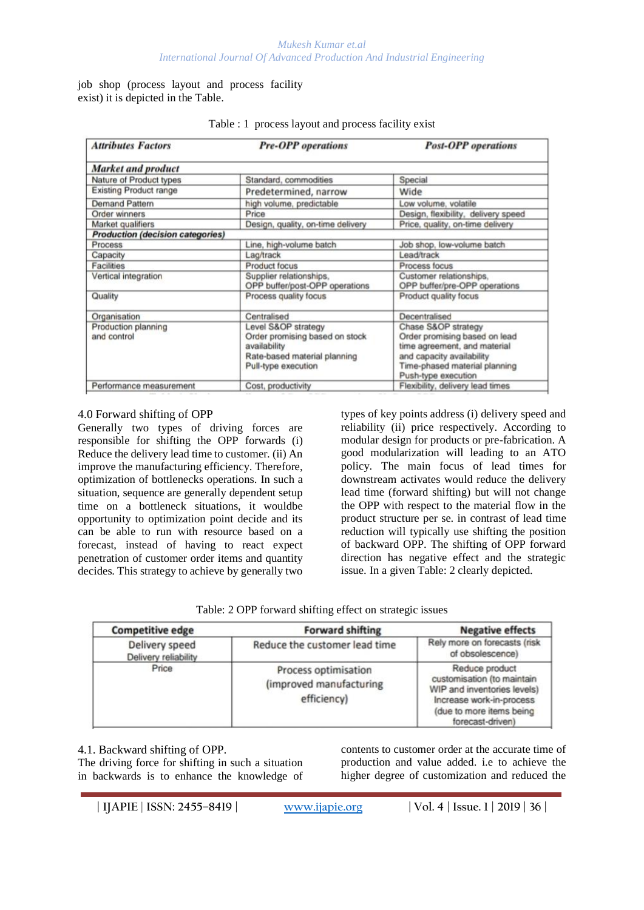job shop (process layout and process facility exist) it is depicted in the Table.

Table : 1 process layout and process facility exist

| *Attributes Factors* | *Pre-OPP operations* | *Post-OPP operations* |
|---|---|---|
| ***Market and product*** | | |
| Nature of Product types | Standard, commodities | Special |
| Existing Product range | Predetermined, narrow | Wide |
| Demand Pattern | high volume, predictable | Low volume, volatile |
| Order winners | Price | Design, flexibility, delivery speed |
| Market qualifiers | Design, quality, on-time delivery | Price, quality, on-time delivery |
| ***Production (decision categories)*** | | |
| Process | Line, high-volume batch | Job shop, low-volume batch |
| Capacity | Lag/track | Lead/track |
| Facilities | Product focus | Process focus |
| Vertical integration | Supplier relationships, OPP buffer/post-OPP operations | Customer relationships, OPP buffer/pre-OPP operations |
| Quality | Process quality focus | Product quality focus |
| Organisation | Centralised | Decentralised |
| Production planning and control | Level S&OP strategy Order promising based on stock availability Rate-based material planning Pull-type execution | Chase S&OP strategy Order promising based on lead time agreement, and material and capacity availability Time-phased material planning Push-type execution |
| Performance measurement | Cost, productivity | Flexibility, delivery lead times |

4.0 Forward shifting of OPP

Generally two types of driving forces are responsible for shifting the OPP forwards (i) Reduce the delivery lead time to customer. (ii) An improve the manufacturing efficiency. Therefore, optimization of bottlenecks operations. In such a situation, sequence are generally dependent setup time on a bottleneck situations, it wouldbe opportunity to optimization point decide and its can be able to run with resource based on a forecast, instead of having to react expect penetration of customer order items and quantity decides. This strategy to achieve by generally two types of key points address (i) delivery speed and reliability (ii) price respectively. According to modular design for products or pre-fabrication. A good modularization will leading to an ATO policy. The main focus of lead times for downstream activates would reduce the delivery lead time (forward shifting) but will not change the OPP with respect to the material flow in the product structure per se. in contrast of lead time reduction will typically use shifting the position of backward OPP. The shifting of OPP forward direction has negative effect and the strategic issue. In a given Table: 2 clearly depicted.

Table: 2 OPP forward shifting effect on strategic issues

| Competitive edge | Forward shifting | Negative effects |
|---|---|---|
| Delivery speed Delivery reliability | Reduce the customer lead time | Rely more on forecasts (risk of obsolescence) |
| Price | Process optimisation (improved manufacturing efficiency) | Reduce product customisation (to maintain WIP and inventories levels) Increase work-in-process (due to more items being forecast-driven) |

4.1. Backward shifting of OPP.

The driving force for shifting in such a situation in backwards is to enhance the knowledge of contents to customer order at the accurate time of production and value added. i.e to achieve the higher degree of customization and reduced the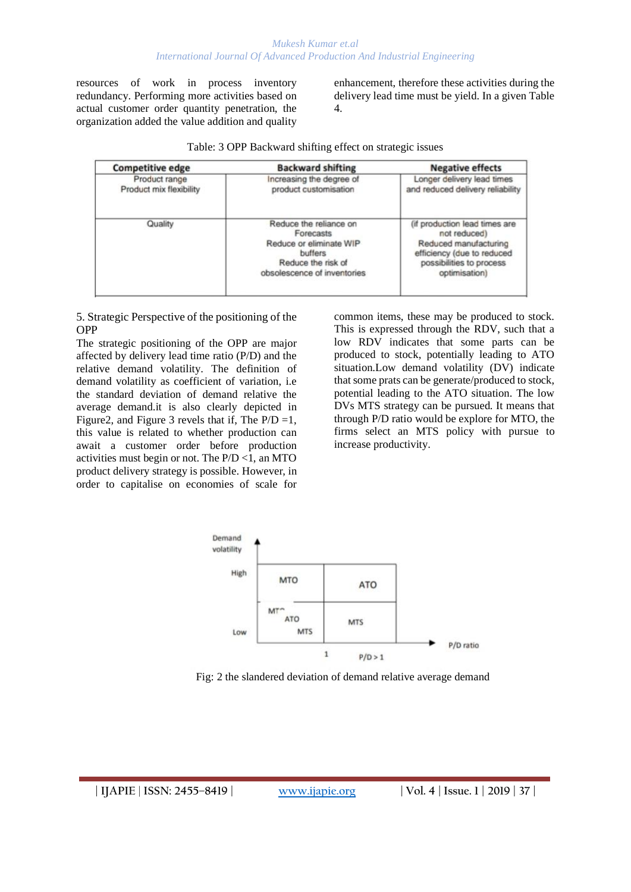resources of work in process inventory redundancy. Performing more activities based on actual customer order quantity penetration, the organization added the value addition and quality enhancement, therefore these activities during the delivery lead time must be yield. In a given Table 4.

Table: 3 OPP Backward shifting effect on strategic issues

| Competitive edge | Backward shifting | Negative effects |
|---|---|---|
| Product range<br>Product mix flexibility | Increasing the degree of product customisation | Longer delivery lead times and reduced delivery reliability |
| Quality | Reduce the reliance on Forecasts<br>Reduce or eliminate WIP buffers<br>Reduce the risk of obsolescence of inventories | (if production lead times are not reduced)<br>Reduced manufacturing efficiency (due to reduced possibilities to process optimisation) |

5. Strategic Perspective of the positioning of the OPP

The strategic positioning of the OPP are major affected by delivery lead time ratio (P/D) and the relative demand volatility. The definition of demand volatility as coefficient of variation, i.e the standard deviation of demand relative the average demand.it is also clearly depicted in Figure2, and Figure 3 revels that if, The P/D =1, this value is related to whether production can await a customer order before production activities must begin or not. The P/D <1, an MTO product delivery strategy is possible. However, in order to capitalise on economies of scale for common items, these may be produced to stock. This is expressed through the RDV, such that a low RDV indicates that some parts can be produced to stock, potentially leading to ATO situation.Low demand volatility (DV) indicate that some prats can be generate/produced to stock, potential leading to the ATO situation. The low DVs MTS strategy can be pursued. It means that through P/D ratio would be explore for MTO, the firms select an MTS policy with pursue to increase productivity.

| Demand volatility | P/D < 1 | P/D > 1 |
|---|---|---|
| High | MTO | ATO |
| Low | MTO<br>ATO<br>MTS | MTS |

Fig: 2 the slandered deviation of demand relative average demand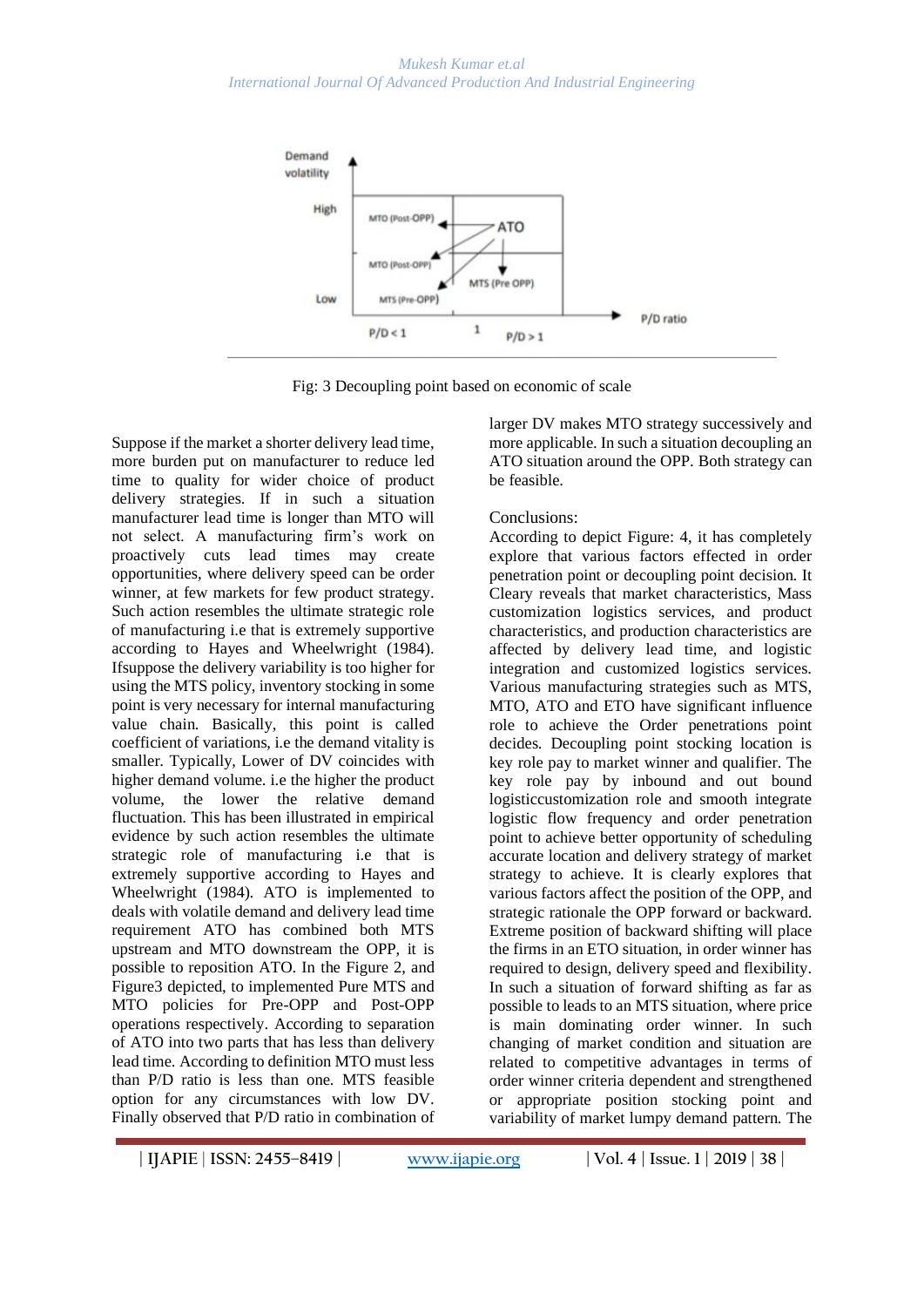Fig: 3 Decoupling point based on economic of scale

Suppose if the market a shorter delivery lead time, more burden put on manufacturer to reduce led time to quality for wider choice of product delivery strategies. If in such a situation manufacturer lead time is longer than MTO will not select. A manufacturing firm's work on proactively cuts lead times may create opportunities, where delivery speed can be order winner, at few markets for few product strategy. Such action resembles the ultimate strategic role of manufacturing i.e that is extremely supportive according to Hayes and Wheelwright (1984). Ifsuppose the delivery variability is too higher for using the MTS policy, inventory stocking in some point is very necessary for internal manufacturing value chain. Basically, this point is called coefficient of variations, i.e the demand vitality is smaller. Typically, Lower of DV coincides with higher demand volume. i.e the higher the product volume, the lower the relative demand fluctuation. This has been illustrated in empirical evidence by such action resembles the ultimate strategic role of manufacturing i.e that is extremely supportive according to Hayes and Wheelwright (1984). ATO is implemented to deals with volatile demand and delivery lead time requirement ATO has combined both MTS upstream and MTO downstream the OPP, it is possible to reposition ATO. In the Figure 2, and Figure3 depicted, to implemented Pure MTS and MTO policies for Pre-OPP and Post-OPP operations respectively. According to separation of ATO into two parts that has less than delivery lead time. According to definition MTO must less than P/D ratio is less than one. MTS feasible option for any circumstances with low DV. Finally observed that P/D ratio in combination of larger DV makes MTO strategy successively and more applicable. In such a situation decoupling an ATO situation around the OPP. Both strategy can be feasible.

## Conclusions:

According to depict Figure: 4, it has completely explore that various factors effected in order penetration point or decoupling point decision. It Cleary reveals that market characteristics, Mass customization logistics services, and product characteristics, and production characteristics are affected by delivery lead time, and logistic integration and customized logistics services. Various manufacturing strategies such as MTS, MTO, ATO and ETO have significant influence role to achieve the Order penetrations point decides. Decoupling point stocking location is key role pay to market winner and qualifier. The key role pay by inbound and out bound logisticcustomization role and smooth integrate logistic flow frequency and order penetration point to achieve better opportunity of scheduling accurate location and delivery strategy of market strategy to achieve. It is clearly explores that various factors affect the position of the OPP, and strategic rationale the OPP forward or backward. Extreme position of backward shifting will place the firms in an ETO situation, in order winner has required to design, delivery speed and flexibility. In such a situation of forward shifting as far as possible to leads to an MTS situation, where price is main dominating order winner. In such changing of market condition and situation are related to competitive advantages in terms of order winner criteria dependent and strengthened or appropriate position stocking point and variability of market lumpy demand pattern. The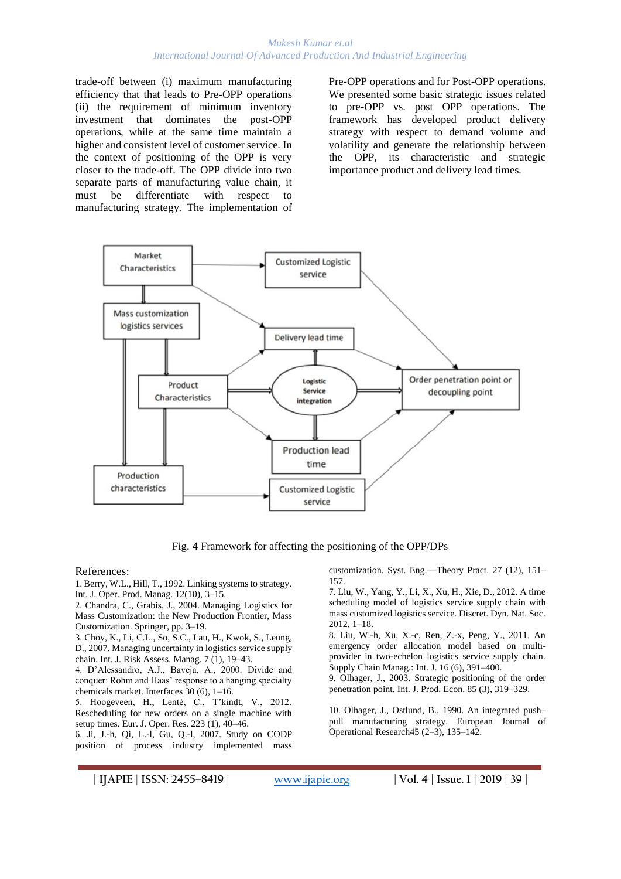trade-off between (i) maximum manufacturing efficiency that that leads to Pre-OPP operations (ii) the requirement of minimum inventory investment that dominates the post-OPP operations, while at the same time maintain a higher and consistent level of customer service. In the context of positioning of the OPP is very closer to the trade-off. The OPP divide into two separate parts of manufacturing value chain, it must be differentiate with respect to manufacturing strategy. The implementation of Pre-OPP operations and for Post-OPP operations. We presented some basic strategic issues related to pre-OPP vs. post OPP operations. The framework has developed product delivery strategy with respect to demand volume and volatility and generate the relationship between the OPP, its characteristic and strategic importance product and delivery lead times.

Fig. 4 Framework for affecting the positioning of the OPP/DPs

## References:

1. Berry, W.L., Hill, T., 1992. Linking systems to strategy. Int. J. Oper. Prod. Manag. 12(10), 3–15.
2. Chandra, C., Grabis, J., 2004. Managing Logistics for Mass Customization: the New Production Frontier, Mass Customization. Springer, pp. 3–19.
3. Choy, K., Li, C.L., So, S.C., Lau, H., Kwok, S., Leung, D., 2007. Managing uncertainty in logistics service supply chain. Int. J. Risk Assess. Manag. 7 (1), 19–43.
4. D'Alessandro, A.J., Baveja, A., 2000. Divide and conquer: Rohm and Haas' response to a hanging specialty chemicals market. Interfaces 30 (6), 1–16.
5. Hoogeveen, H., Lenté, C., T'kindt, V., 2012. Rescheduling for new orders on a single machine with setup times. Eur. J. Oper. Res. 223 (1), 40–46.
6. Ji, J.-h, Qi, L.-l, Gu, Q.-l, 2007. Study on CODP position of process industry implemented mass customization. Syst. Eng.—Theory Pract. 27 (12), 151–157.
7. Liu, W., Yang, Y., Li, X., Xu, H., Xie, D., 2012. A time scheduling model of logistics service supply chain with mass customized logistics service. Discret. Dyn. Nat. Soc. 2012, 1–18.
8. Liu, W.-h, Xu, X.-c, Ren, Z.-x, Peng, Y., 2011. An emergency order allocation model based on multi-provider in two-echelon logistics service supply chain. Supply Chain Manag.: Int. J. 16 (6), 391–400.
9. Olhager, J., 2003. Strategic positioning of the order penetration point. Int. J. Prod. Econ. 85 (3), 319–329.
10. Olhager, J., Ostlund, B., 1990. An integrated push–pull manufacturing strategy. European Journal of Operational Research45 (2–3), 135–142.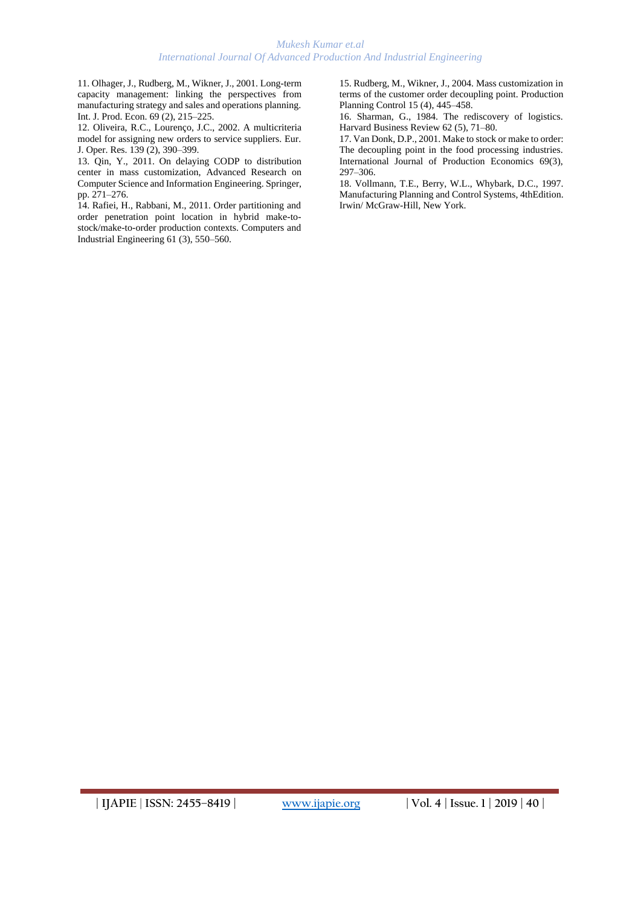11. Olhager, J., Rudberg, M., Wikner, J., 2001. Long-term capacity management: linking the perspectives from manufacturing strategy and sales and operations planning. Int. J. Prod. Econ. 69 (2), 215–225.

12. Oliveira, R.C., Lourenço, J.C., 2002. A multicriteria model for assigning new orders to service suppliers. Eur. J. Oper. Res. 139 (2), 390–399.

13. Qin, Y., 2011. On delaying CODP to distribution center in mass customization, Advanced Research on Computer Science and Information Engineering. Springer, pp. 271–276.

14. Rafiei, H., Rabbani, M., 2011. Order partitioning and order penetration point location in hybrid make-to-stock/make-to-order production contexts. Computers and Industrial Engineering 61 (3), 550–560.

15. Rudberg, M., Wikner, J., 2004. Mass customization in terms of the customer order decoupling point. Production Planning Control 15 (4), 445–458.

16. Sharman, G., 1984. The rediscovery of logistics. Harvard Business Review 62 (5), 71–80.

17. Van Donk, D.P., 2001. Make to stock or make to order: The decoupling point in the food processing industries. International Journal of Production Economics 69(3), 297–306.

18. Vollmann, T.E., Berry, W.L., Whybark, D.C., 1997. Manufacturing Planning and Control Systems, 4thEdition. Irwin/ McGraw-Hill, New York.